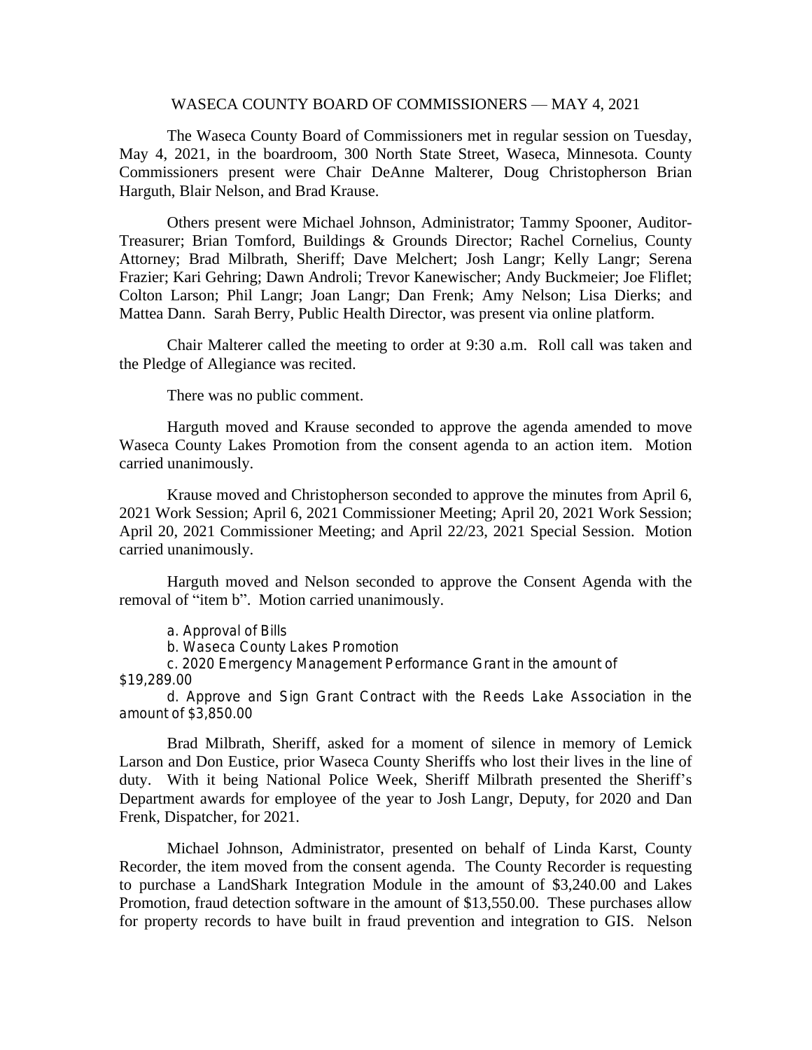WASECA COUNTY BOARD OF COMMISSIONERS — MAY 4, 2021

The Waseca County Board of Commissioners met in regular session on Tuesday, May 4, 2021, in the boardroom, 300 North State Street, Waseca, Minnesota. County Commissioners present were Chair DeAnne Malterer, Doug Christopherson Brian Harguth, Blair Nelson, and Brad Krause.

Others present were Michael Johnson, Administrator; Tammy Spooner, Auditor-Treasurer; Brian Tomford, Buildings & Grounds Director; Rachel Cornelius, County Attorney; Brad Milbrath, Sheriff; Dave Melchert; Josh Langr; Kelly Langr; Serena Frazier; Kari Gehring; Dawn Androli; Trevor Kanewischer; Andy Buckmeier; Joe Fliflet; Colton Larson; Phil Langr; Joan Langr; Dan Frenk; Amy Nelson; Lisa Dierks; and Mattea Dann. Sarah Berry, Public Health Director, was present via online platform.

Chair Malterer called the meeting to order at 9:30 a.m. Roll call was taken and the Pledge of Allegiance was recited.

There was no public comment.

Harguth moved and Krause seconded to approve the agenda amended to move Waseca County Lakes Promotion from the consent agenda to an action item. Motion carried unanimously.

Krause moved and Christopherson seconded to approve the minutes from April 6, 2021 Work Session; April 6, 2021 Commissioner Meeting; April 20, 2021 Work Session; April 20, 2021 Commissioner Meeting; and April 22/23, 2021 Special Session. Motion carried unanimously.

Harguth moved and Nelson seconded to approve the Consent Agenda with the removal of "item b". Motion carried unanimously.

a. Approval of Bills

b. Waseca County Lakes Promotion

c. 2020 Emergency Management Performance Grant in the amount of $19,289.00

d. Approve and Sign Grant Contract with the Reeds Lake Association in the amount of $3,850.00

Brad Milbrath, Sheriff, asked for a moment of silence in memory of Lemick Larson and Don Eustice, prior Waseca County Sheriffs who lost their lives in the line of duty. With it being National Police Week, Sheriff Milbrath presented the Sheriff's Department awards for employee of the year to Josh Langr, Deputy, for 2020 and Dan Frenk, Dispatcher, for 2021.

Michael Johnson, Administrator, presented on behalf of Linda Karst, County Recorder, the item moved from the consent agenda. The County Recorder is requesting to purchase a LandShark Integration Module in the amount of $3,240.00 and Lakes Promotion, fraud detection software in the amount of $13,550.00. These purchases allow for property records to have built in fraud prevention and integration to GIS. Nelson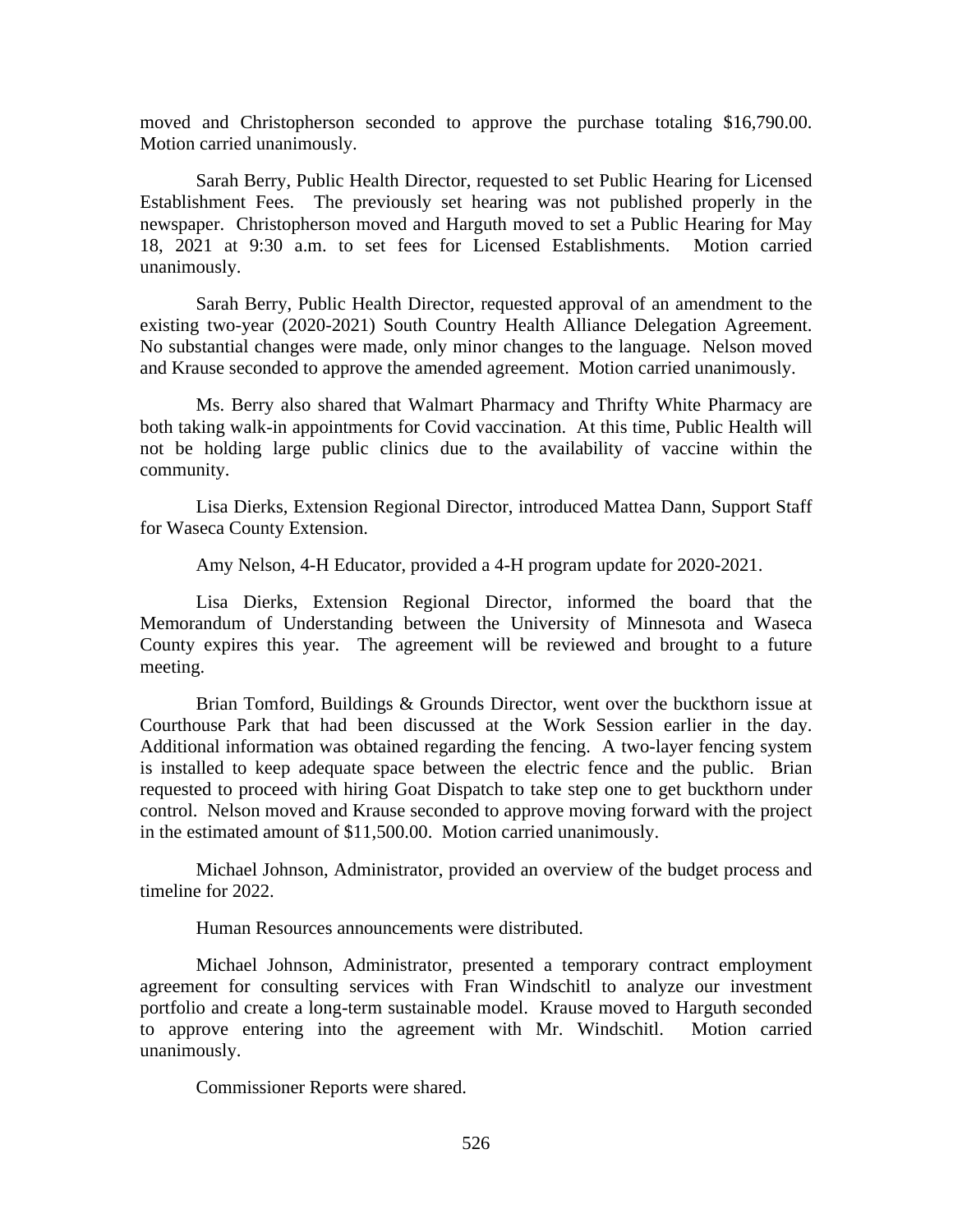moved and Christopherson seconded to approve the purchase totaling $16,790.00. Motion carried unanimously.

Sarah Berry, Public Health Director, requested to set Public Hearing for Licensed Establishment Fees. The previously set hearing was not published properly in the newspaper. Christopherson moved and Harguth moved to set a Public Hearing for May 18, 2021 at 9:30 a.m. to set fees for Licensed Establishments. Motion carried unanimously.

Sarah Berry, Public Health Director, requested approval of an amendment to the existing two-year (2020-2021) South Country Health Alliance Delegation Agreement. No substantial changes were made, only minor changes to the language. Nelson moved and Krause seconded to approve the amended agreement. Motion carried unanimously.

Ms. Berry also shared that Walmart Pharmacy and Thrifty White Pharmacy are both taking walk-in appointments for Covid vaccination. At this time, Public Health will not be holding large public clinics due to the availability of vaccine within the community.

Lisa Dierks, Extension Regional Director, introduced Mattea Dann, Support Staff for Waseca County Extension.

Amy Nelson, 4-H Educator, provided a 4-H program update for 2020-2021.

Lisa Dierks, Extension Regional Director, informed the board that the Memorandum of Understanding between the University of Minnesota and Waseca County expires this year. The agreement will be reviewed and brought to a future meeting.

Brian Tomford, Buildings & Grounds Director, went over the buckthorn issue at Courthouse Park that had been discussed at the Work Session earlier in the day. Additional information was obtained regarding the fencing. A two-layer fencing system is installed to keep adequate space between the electric fence and the public. Brian requested to proceed with hiring Goat Dispatch to take step one to get buckthorn under control. Nelson moved and Krause seconded to approve moving forward with the project in the estimated amount of $11,500.00. Motion carried unanimously.

Michael Johnson, Administrator, provided an overview of the budget process and timeline for 2022.

Human Resources announcements were distributed.

Michael Johnson, Administrator, presented a temporary contract employment agreement for consulting services with Fran Windschitl to analyze our investment portfolio and create a long-term sustainable model. Krause moved to Harguth seconded to approve entering into the agreement with Mr. Windschitl. Motion carried unanimously.

Commissioner Reports were shared.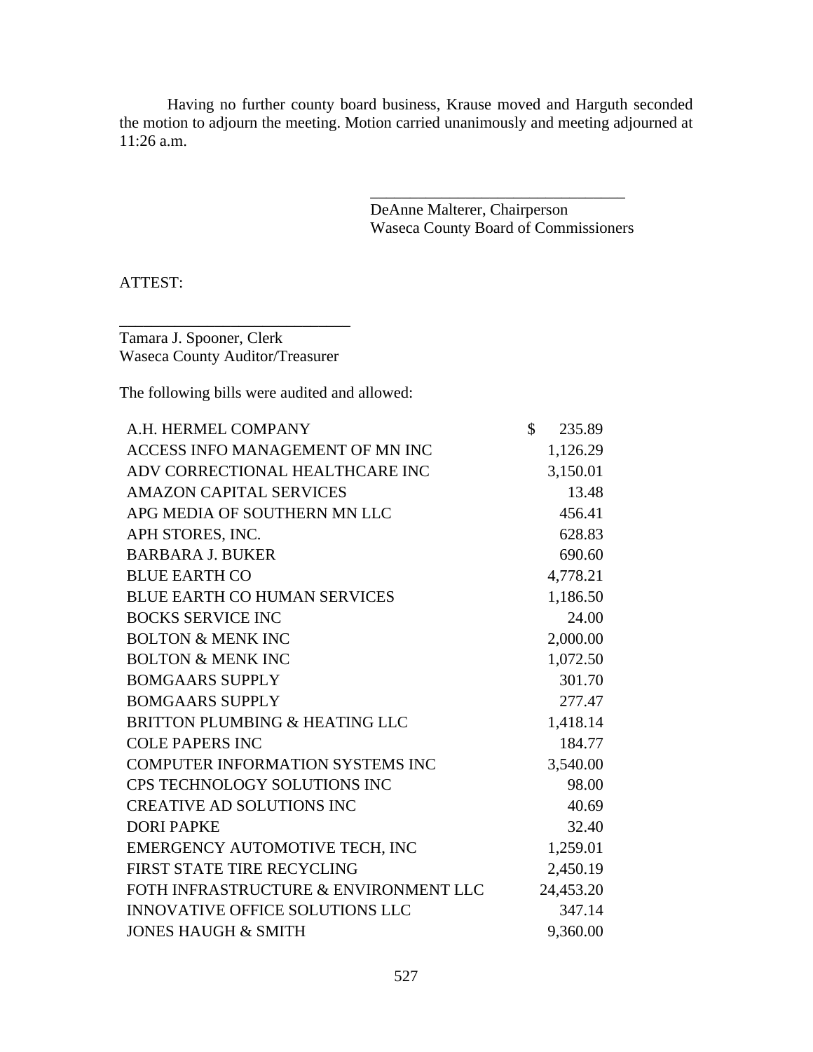Having no further county board business, Krause moved and Harguth seconded the motion to adjourn the meeting. Motion carried unanimously and meeting adjourned at 11:26 a.m.

\_\_\_\_\_\_\_\_\_\_\_\_\_\_\_\_\_\_\_\_\_\_\_\_\_\_\_\_\_\_\_\_
DeAnne Malterer, Chairperson
Waseca County Board of Commissioners

ATTEST:

\_\_\_\_\_\_\_\_\_\_\_\_\_\_\_\_\_\_\_\_\_\_\_\_\_\_\_\_\_\_
Tamara J. Spooner, Clerk
Waseca County Auditor/Treasurer

The following bills were audited and allowed:

| | |
|---|---|
| A.H. HERMEL COMPANY | $ 235.89 |
| ACCESS INFO MANAGEMENT OF MN INC | 1,126.29 |
| ADV CORRECTIONAL HEALTHCARE INC | 3,150.01 |
| AMAZON CAPITAL SERVICES | 13.48 |
| APG MEDIA OF SOUTHERN MN LLC | 456.41 |
| APH STORES, INC. | 628.83 |
| BARBARA J. BUKER | 690.60 |
| BLUE EARTH CO | 4,778.21 |
| BLUE EARTH CO HUMAN SERVICES | 1,186.50 |
| BOCKS SERVICE INC | 24.00 |
| BOLTON & MENK INC | 2,000.00 |
| BOLTON & MENK INC | 1,072.50 |
| BOMGAARS SUPPLY | 301.70 |
| BOMGAARS SUPPLY | 277.47 |
| BRITTON PLUMBING & HEATING LLC | 1,418.14 |
| COLE PAPERS INC | 184.77 |
| COMPUTER INFORMATION SYSTEMS INC | 3,540.00 |
| CPS TECHNOLOGY SOLUTIONS INC | 98.00 |
| CREATIVE AD SOLUTIONS INC | 40.69 |
| DORI PAPKE | 32.40 |
| EMERGENCY AUTOMOTIVE TECH, INC | 1,259.01 |
| FIRST STATE TIRE RECYCLING | 2,450.19 |
| FOTH INFRASTRUCTURE & ENVIRONMENT LLC | 24,453.20 |
| INNOVATIVE OFFICE SOLUTIONS LLC | 347.14 |
| JONES HAUGH & SMITH | 9,360.00 |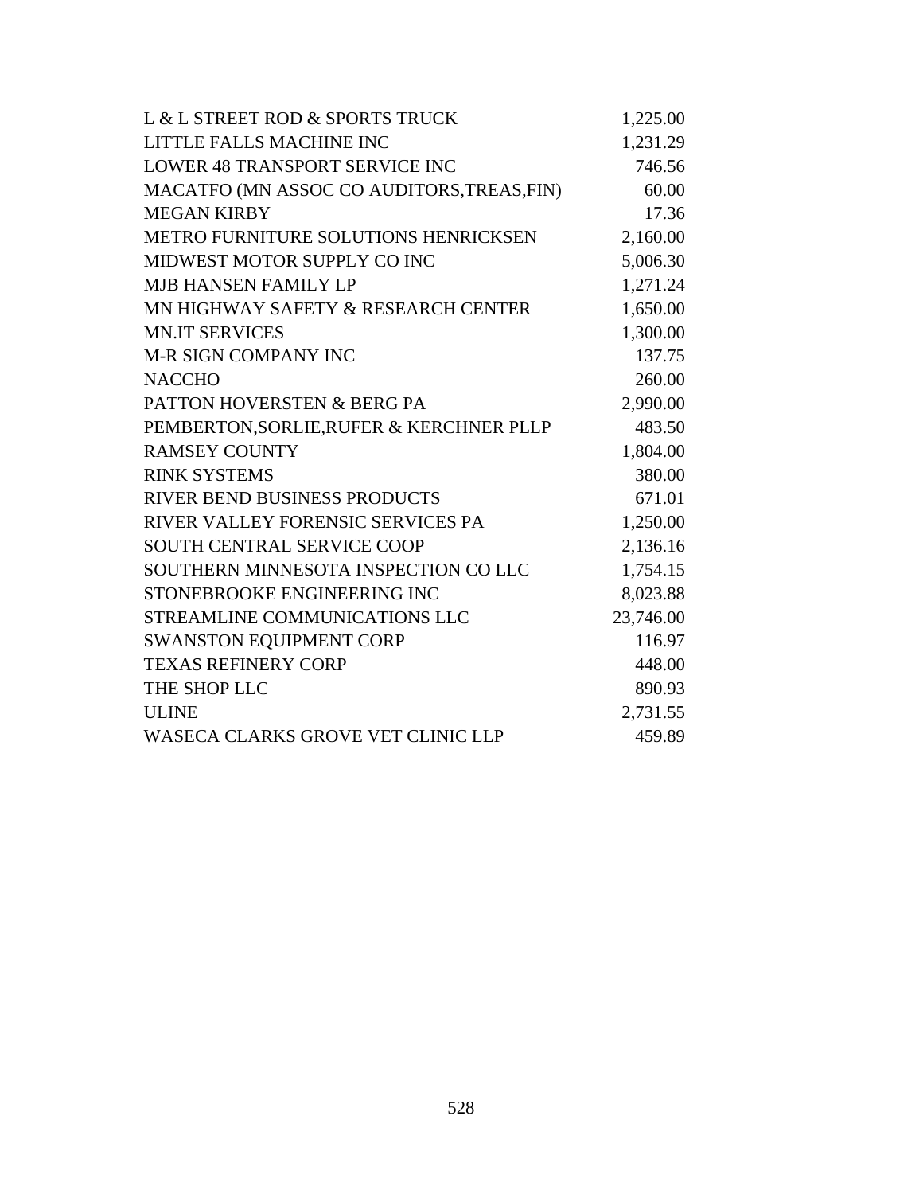| | |
|---|---|
| L & L STREET ROD & SPORTS TRUCK | 1,225.00 |
| LITTLE FALLS MACHINE INC | 1,231.29 |
| LOWER 48 TRANSPORT SERVICE INC | 746.56 |
| MACATFO (MN ASSOC CO AUDITORS,TREAS,FIN) | 60.00 |
| MEGAN KIRBY | 17.36 |
| METRO FURNITURE SOLUTIONS HENRICKSEN | 2,160.00 |
| MIDWEST MOTOR SUPPLY CO INC | 5,006.30 |
| MJB HANSEN FAMILY LP | 1,271.24 |
| MN HIGHWAY SAFETY & RESEARCH CENTER | 1,650.00 |
| MN.IT SERVICES | 1,300.00 |
| M-R SIGN COMPANY INC | 137.75 |
| NACCHO | 260.00 |
| PATTON HOVERSTEN & BERG PA | 2,990.00 |
| PEMBERTON,SORLIE,RUFER & KERCHNER PLLP | 483.50 |
| RAMSEY COUNTY | 1,804.00 |
| RINK SYSTEMS | 380.00 |
| RIVER BEND BUSINESS PRODUCTS | 671.01 |
| RIVER VALLEY FORENSIC SERVICES PA | 1,250.00 |
| SOUTH CENTRAL SERVICE COOP | 2,136.16 |
| SOUTHERN MINNESOTA INSPECTION CO LLC | 1,754.15 |
| STONEBROOKE ENGINEERING INC | 8,023.88 |
| STREAMLINE COMMUNICATIONS LLC | 23,746.00 |
| SWANSTON EQUIPMENT CORP | 116.97 |
| TEXAS REFINERY CORP | 448.00 |
| THE SHOP LLC | 890.93 |
| ULINE | 2,731.55 |
| WASECA CLARKS GROVE VET CLINIC LLP | 459.89 |